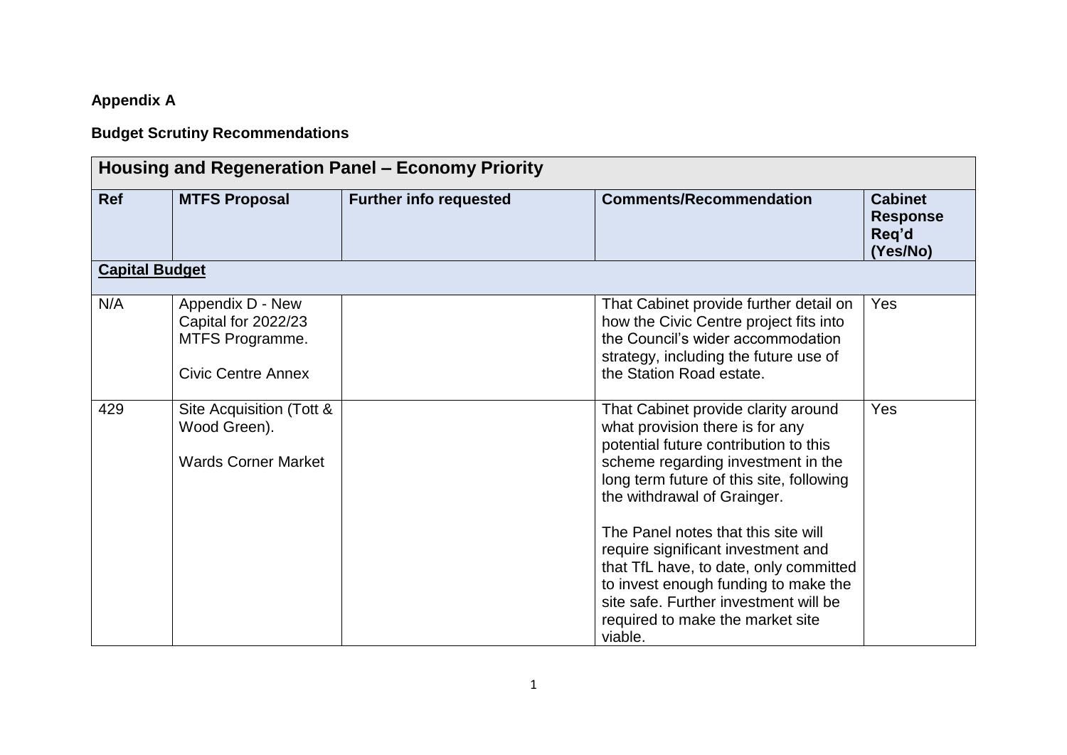**Appendix A**

**Budget Scrutiny Recommendations**

| **Housing and Regeneration Panel – Economy Priority** | | | | |
|---|---|---|---|---|
| **Ref** | **MTFS Proposal** | **Further info requested** | **Comments/Recommendation** | **Cabinet Response Req'd (Yes/No)** |
| **Capital Budget** | | | | |
| N/A | Appendix D - New Capital for 2022/23 MTFS Programme.<br><br>Civic Centre Annex | | That Cabinet provide further detail on how the Civic Centre project fits into the Council's wider accommodation strategy, including the future use of the Station Road estate. | Yes |
| 429 | Site Acquisition (Tott & Wood Green).<br><br>Wards Corner Market | | That Cabinet provide clarity around what provision there is for any potential future contribution to this scheme regarding investment in the long term future of this site, following the withdrawal of Grainger.<br><br>The Panel notes that this site will require significant investment and that TfL have, to date, only committed to invest enough funding to make the site safe. Further investment will be required to make the market site viable. | Yes |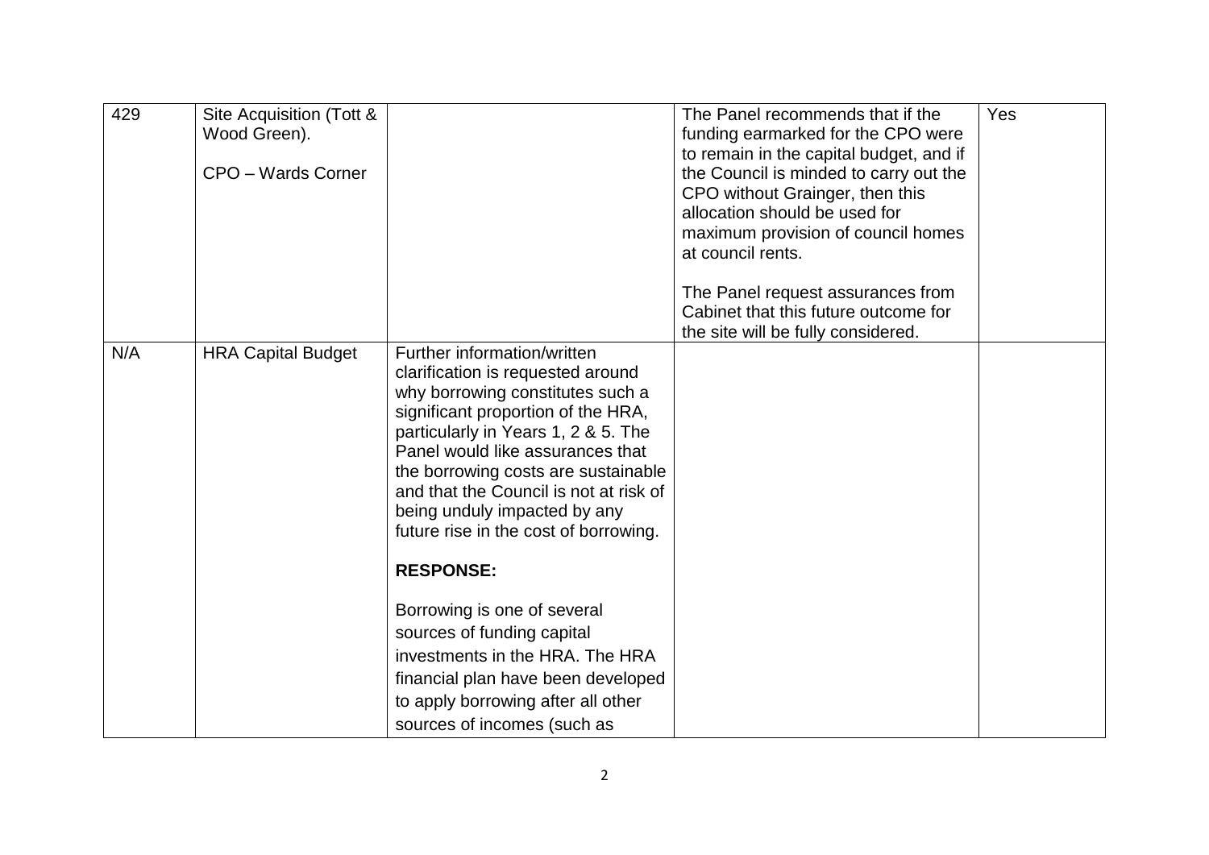| 429 | Site Acquisition (Tott & Wood Green).<br><br>CPO – Wards Corner | | The Panel recommends that if the funding earmarked for the CPO were to remain in the capital budget, and if the Council is minded to carry out the CPO without Grainger, then this allocation should be used for maximum provision of council homes at council rents.<br><br>The Panel request assurances from Cabinet that this future outcome for the site will be fully considered. | Yes |
|---|---|---|---|---|
| N/A | HRA Capital Budget | Further information/written clarification is requested around why borrowing constitutes such a significant proportion of the HRA, particularly in Years 1, 2 & 5. The Panel would like assurances that the borrowing costs are sustainable and that the Council is not at risk of being unduly impacted by any future rise in the cost of borrowing.<br><br>**RESPONSE:**<br><br>Borrowing is one of several sources of funding capital investments in the HRA. The HRA financial plan have been developed to apply borrowing after all other sources of incomes (such as | | |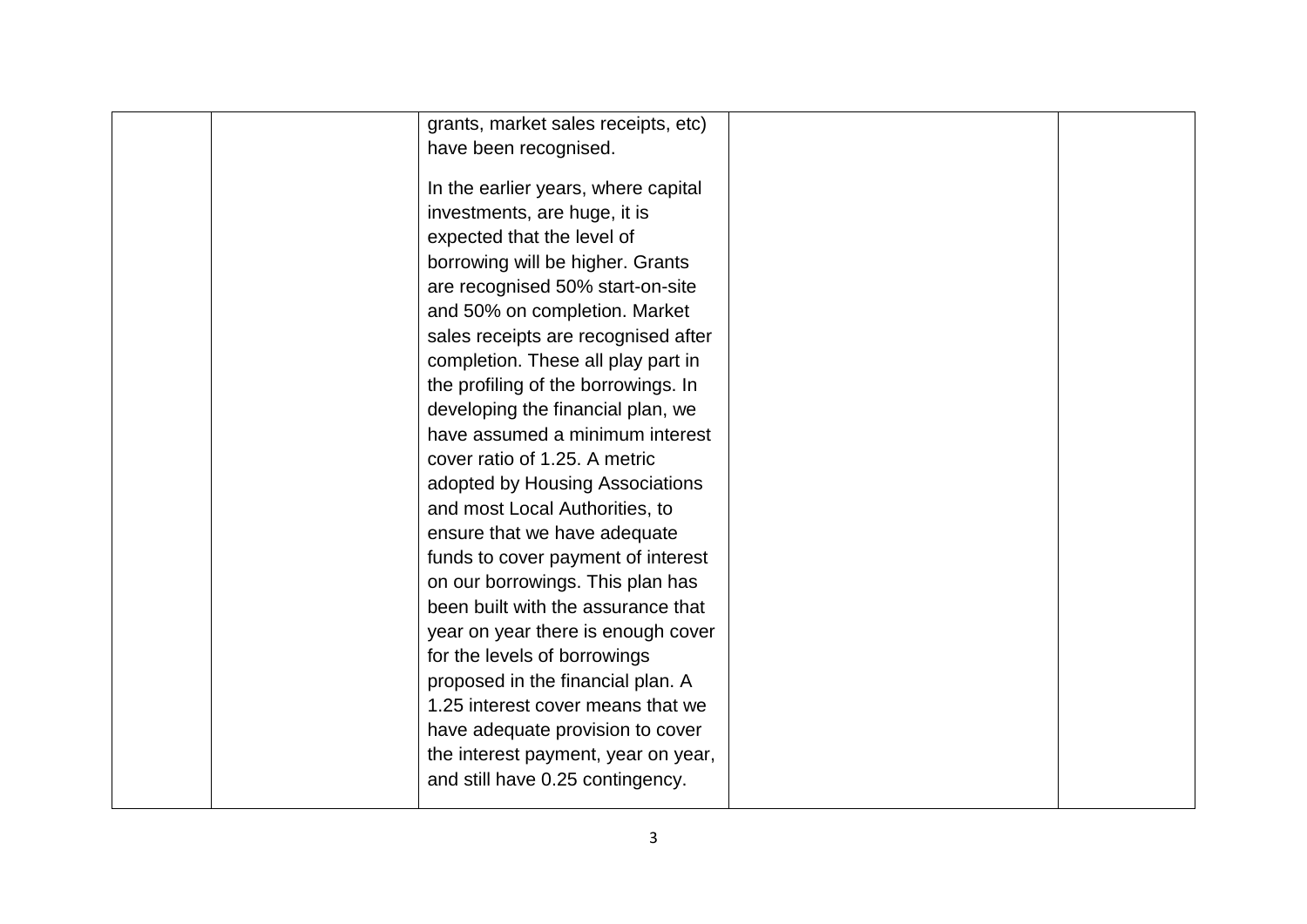|  |  |  |  |  |
|---|---|---|---|---|
|  |  | grants, market sales receipts, etc) have been recognised.<br><br>In the earlier years, where capital investments, are huge, it is expected that the level of borrowing will be higher. Grants are recognised 50% start-on-site and 50% on completion. Market sales receipts are recognised after completion. These all play part in the profiling of the borrowings. In developing the financial plan, we have assumed a minimum interest cover ratio of 1.25. A metric adopted by Housing Associations and most Local Authorities, to ensure that we have adequate funds to cover payment of interest on our borrowings. This plan has been built with the assurance that year on year there is enough cover for the levels of borrowings proposed in the financial plan. A 1.25 interest cover means that we have adequate provision to cover the interest payment, year on year, and still have 0.25 contingency. |  |  |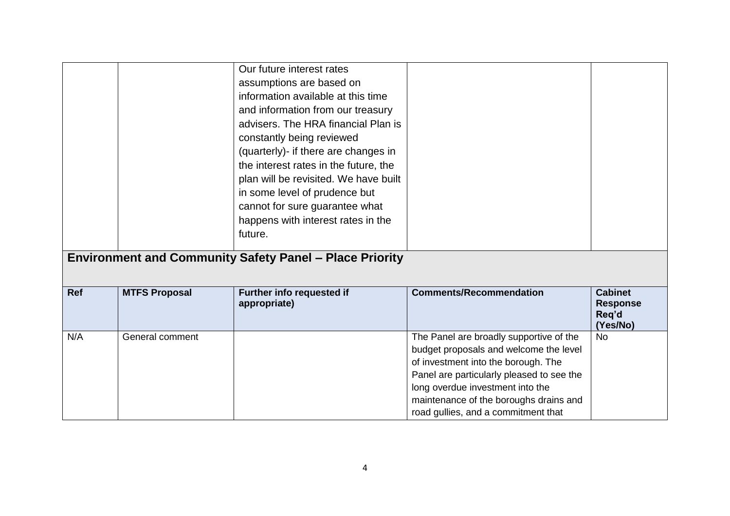| | | Our future interest rates assumptions are based on information available at this time and information from our treasury advisers. The HRA financial Plan is constantly being reviewed (quarterly)- if there are changes in the interest rates in the future, the plan will be revisited. We have built in some level of prudence but cannot for sure guarantee what happens with interest rates in the future. | | |
|---|---|---|---|---|

## Environment and Community Safety Panel – Place Priority

| Ref | MTFS Proposal | Further info requested if appropriate) | Comments/Recommendation | Cabinet Response Req'd (Yes/No) |
|---|---|---|---|---|
| N/A | General comment | | The Panel are broadly supportive of the budget proposals and welcome the level of investment into the borough. The Panel are particularly pleased to see the long overdue investment into the maintenance of the boroughs drains and road gullies, and a commitment that | No |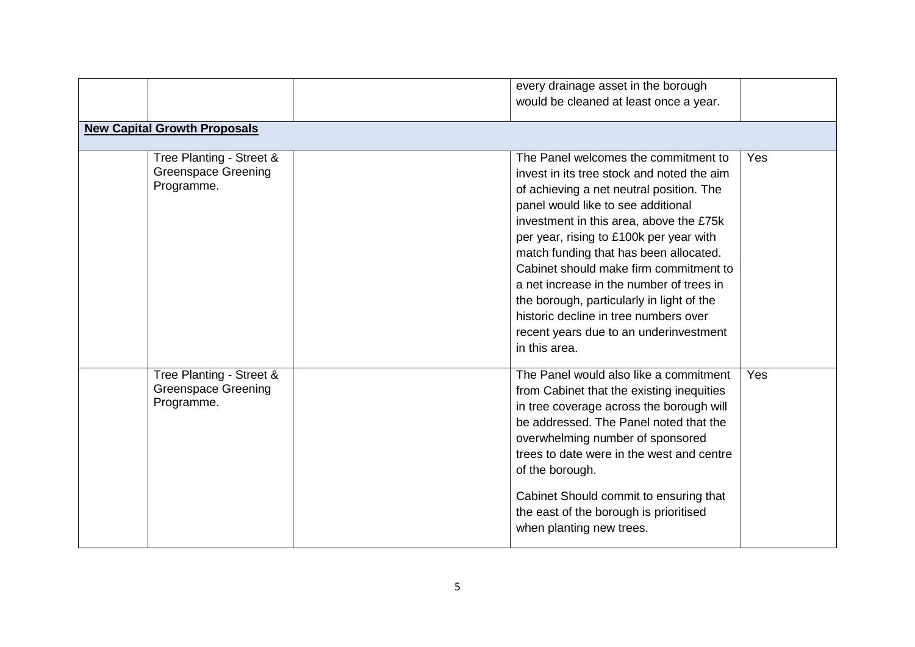| | | | | |
|---|---|---|---|---|
| | | | every drainage asset in the borough would be cleaned at least once a year. | |
| **New Capital Growth Proposals** | | | | |
| | Tree Planting - Street & Greenspace Greening Programme. | | The Panel welcomes the commitment to invest in its tree stock and noted the aim of achieving a net neutral position. The panel would like to see additional investment in this area, above the £75k per year, rising to £100k per year with match funding that has been allocated. Cabinet should make firm commitment to a net increase in the number of trees in the borough, particularly in light of the historic decline in tree numbers over recent years due to an underinvestment in this area. | Yes |
| | Tree Planting - Street & Greenspace Greening Programme. | | The Panel would also like a commitment from Cabinet that the existing inequities in tree coverage across the borough will be addressed. The Panel noted that the overwhelming number of sponsored trees to date were in the west and centre of the borough.<br><br>Cabinet Should commit to ensuring that the east of the borough is prioritised when planting new trees. | Yes |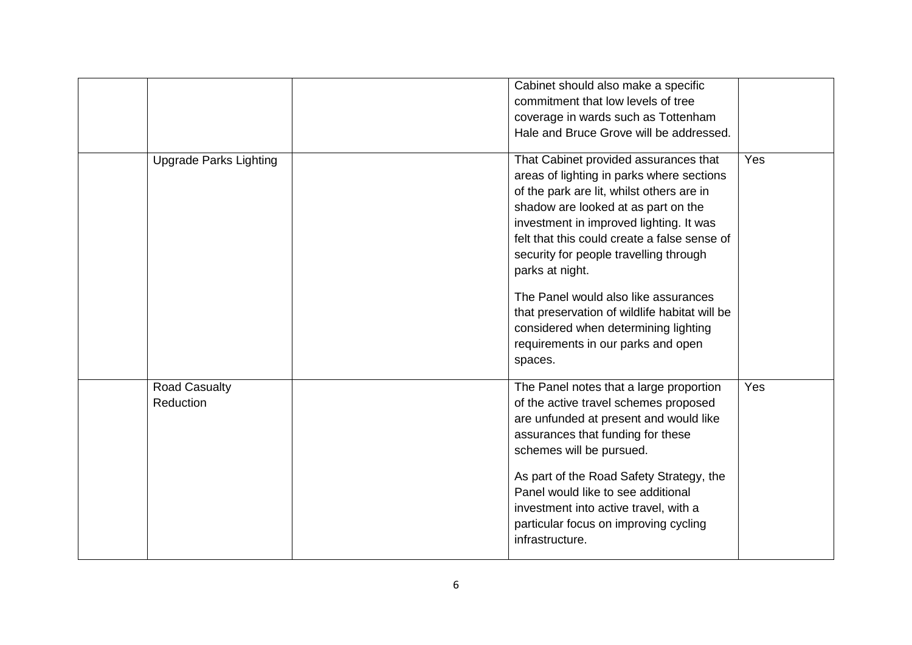| | | | | |
|---|---|---|---|---|
| | | | Cabinet should also make a specific commitment that low levels of tree coverage in wards such as Tottenham Hale and Bruce Grove will be addressed. | |
| | Upgrade Parks Lighting | | That Cabinet provided assurances that areas of lighting in parks where sections of the park are lit, whilst others are in shadow are looked at as part on the investment in improved lighting. It was felt that this could create a false sense of security for people travelling through parks at night.<br><br>The Panel would also like assurances that preservation of wildlife habitat will be considered when determining lighting requirements in our parks and open spaces. | Yes |
| | Road Casualty Reduction | | The Panel notes that a large proportion of the active travel schemes proposed are unfunded at present and would like assurances that funding for these schemes will be pursued.<br><br>As part of the Road Safety Strategy, the Panel would like to see additional investment into active travel, with a particular focus on improving cycling infrastructure. | Yes |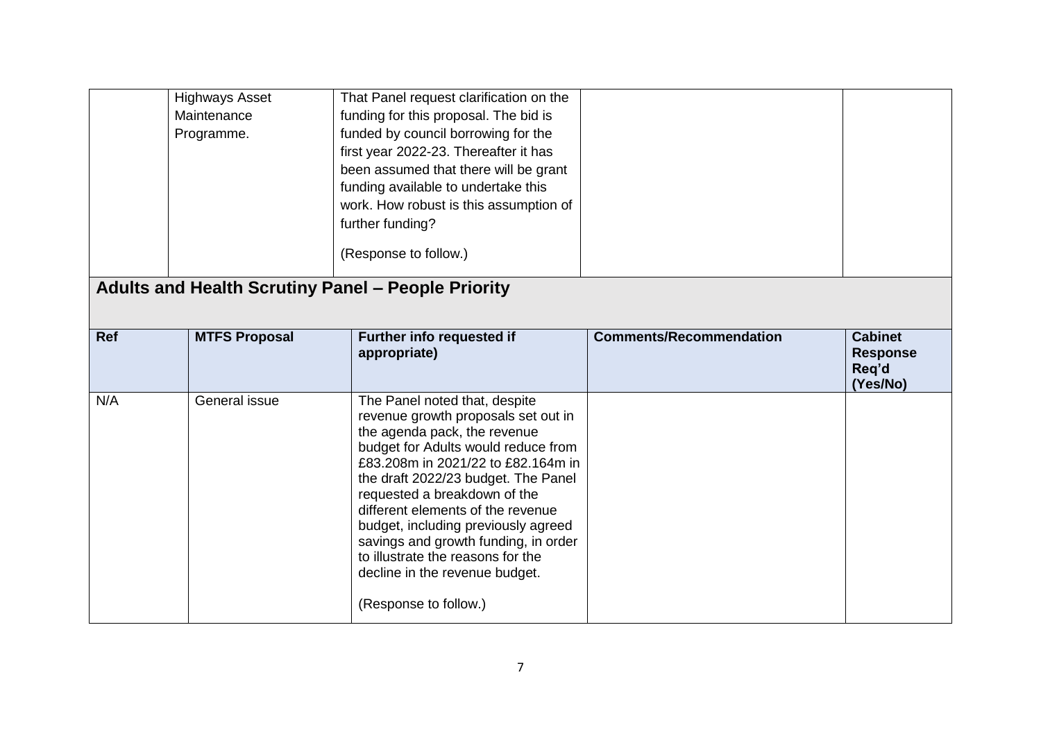| | | | | |
|---|---|---|---|---|
| | Highways Asset Maintenance Programme. | That Panel request clarification on the funding for this proposal. The bid is funded by council borrowing for the first year 2022-23. Thereafter it has been assumed that there will be grant funding available to undertake this work. How robust is this assumption of further funding?<br><br>(Response to follow.) | | |

## Adults and Health Scrutiny Panel – People Priority

| Ref | MTFS Proposal | Further info requested if appropriate) | Comments/Recommendation | Cabinet Response Req'd (Yes/No) |
|---|---|---|---|---|
| N/A | General issue | The Panel noted that, despite revenue growth proposals set out in the agenda pack, the revenue budget for Adults would reduce from £83.208m in 2021/22 to £82.164m in the draft 2022/23 budget. The Panel requested a breakdown of the different elements of the revenue budget, including previously agreed savings and growth funding, in order to illustrate the reasons for the decline in the revenue budget.<br><br>(Response to follow.) | | |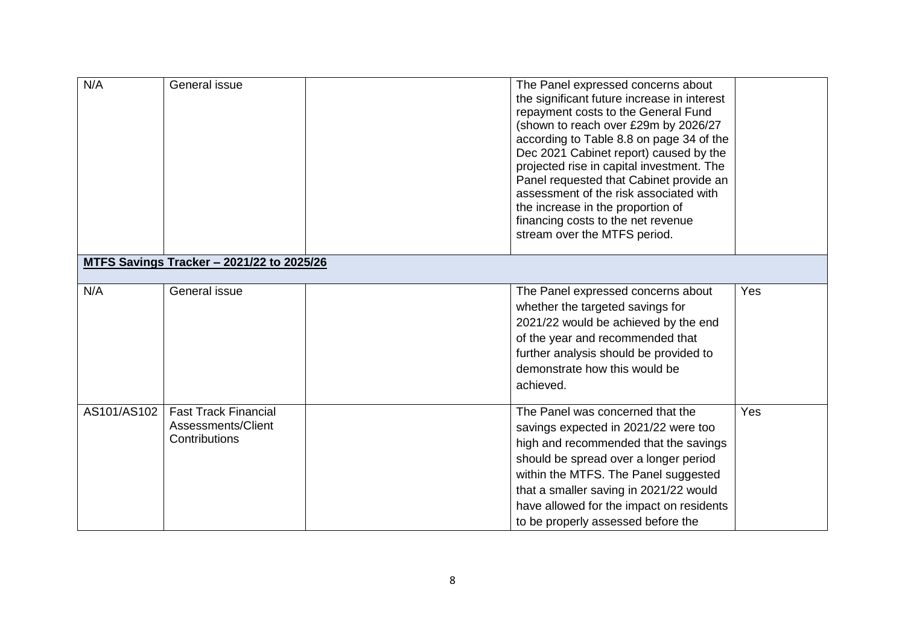| | | | | |
|---|---|---|---|---|
| N/A | General issue | | The Panel expressed concerns about the significant future increase in interest repayment costs to the General Fund (shown to reach over £29m by 2026/27 according to Table 8.8 on page 34 of the Dec 2021 Cabinet report) caused by the projected rise in capital investment. The Panel requested that Cabinet provide an assessment of the risk associated with the increase in the proportion of financing costs to the net revenue stream over the MTFS period. | |
| **<u>MTFS Savings Tracker – 2021/22 to 2025/26</u>** | | | | |
| N/A | General issue | | The Panel expressed concerns about whether the targeted savings for 2021/22 would be achieved by the end of the year and recommended that further analysis should be provided to demonstrate how this would be achieved. | Yes |
| AS101/AS102 | Fast Track Financial Assessments/Client Contributions | | The Panel was concerned that the savings expected in 2021/22 were too high and recommended that the savings should be spread over a longer period within the MTFS. The Panel suggested that a smaller saving in 2021/22 would have allowed for the impact on residents to be properly assessed before the | Yes |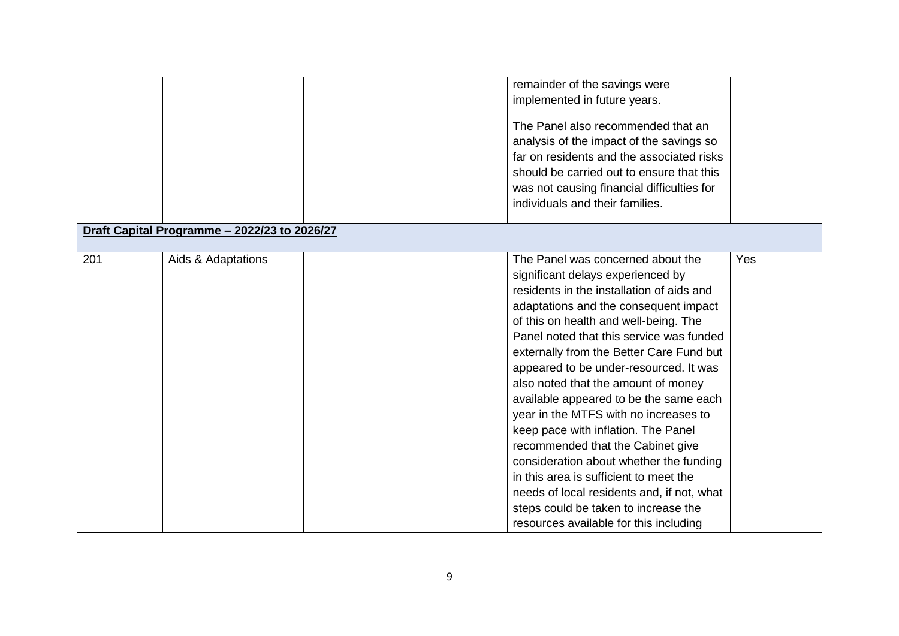| | | | | |
|---|---|---|---|---|
| | | | remainder of the savings were implemented in future years.<br><br>The Panel also recommended that an analysis of the impact of the savings so far on residents and the associated risks should be carried out to ensure that this was not causing financial difficulties for individuals and their families. | |
| **Draft Capital Programme – 2022/23 to 2026/27** | | | | |
| 201 | Aids & Adaptations | | The Panel was concerned about the significant delays experienced by residents in the installation of aids and adaptations and the consequent impact of this on health and well-being. The Panel noted that this service was funded externally from the Better Care Fund but appeared to be under-resourced. It was also noted that the amount of money available appeared to be the same each year in the MTFS with no increases to keep pace with inflation. The Panel recommended that the Cabinet give consideration about whether the funding in this area is sufficient to meet the needs of local residents and, if not, what steps could be taken to increase the resources available for this including | Yes |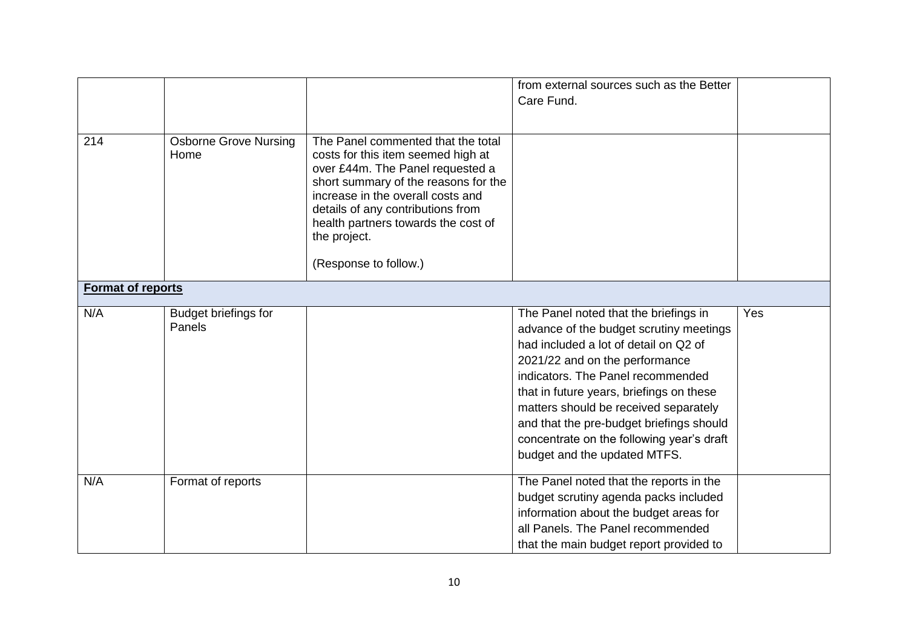| | | | | |
|---|---|---|---|---|
| | | | from external sources such as the Better Care Fund. | |
| 214 | Osborne Grove Nursing Home | The Panel commented that the total costs for this item seemed high at over £44m. The Panel requested a short summary of the reasons for the increase in the overall costs and details of any contributions from health partners towards the cost of the project.<br><br>(Response to follow.) | | |
| **Format of reports** | | | | |
| N/A | Budget briefings for Panels | | The Panel noted that the briefings in advance of the budget scrutiny meetings had included a lot of detail on Q2 of 2021/22 and on the performance indicators. The Panel recommended that in future years, briefings on these matters should be received separately and that the pre-budget briefings should concentrate on the following year's draft budget and the updated MTFS. | Yes |
| N/A | Format of reports | | The Panel noted that the reports in the budget scrutiny agenda packs included information about the budget areas for all Panels. The Panel recommended that the main budget report provided to | |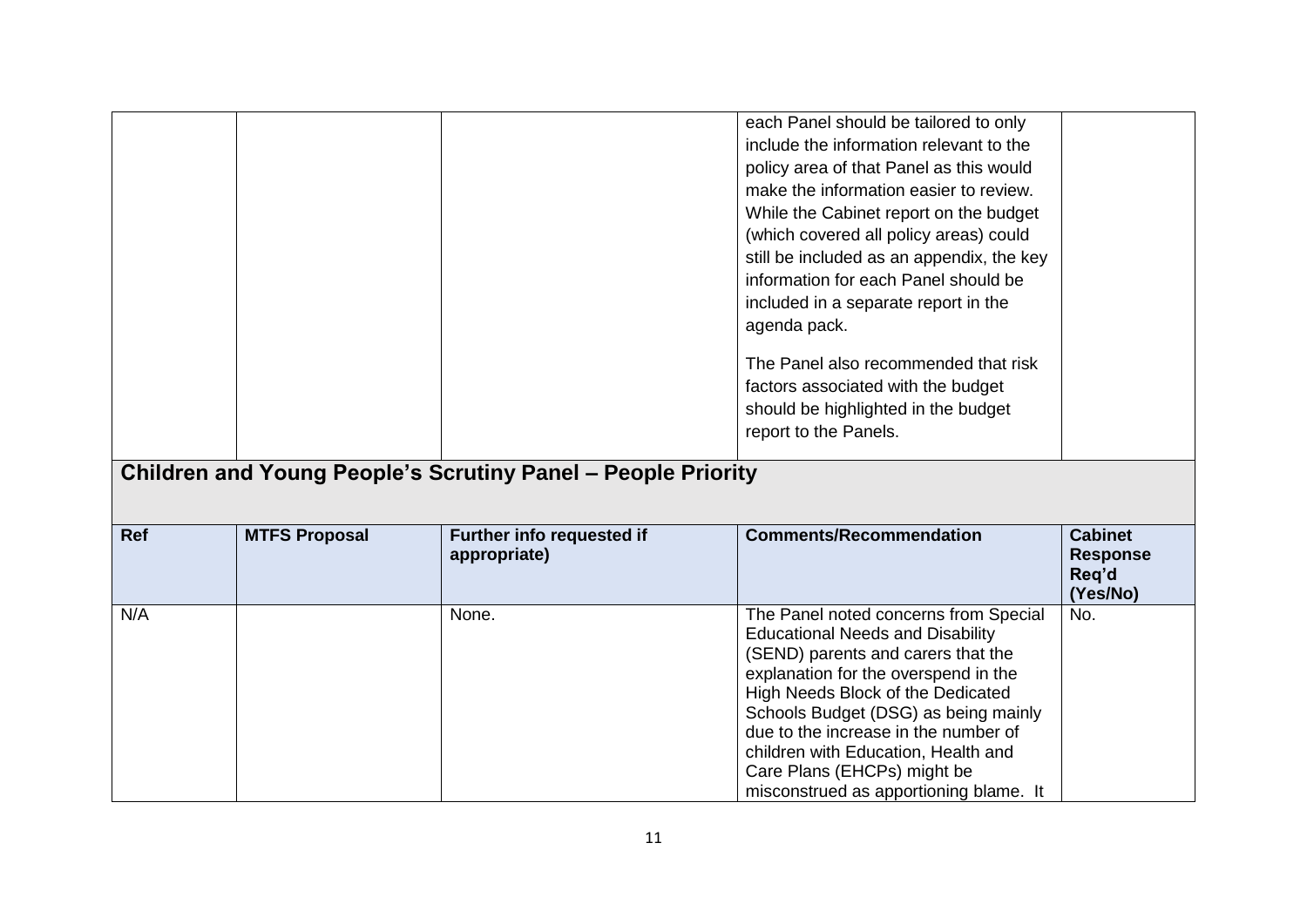| | | | each Panel should be tailored to only include the information relevant to the policy area of that Panel as this would make the information easier to review. While the Cabinet report on the budget (which covered all policy areas) could still be included as an appendix, the key information for each Panel should be included in a separate report in the agenda pack.<br><br>The Panel also recommended that risk factors associated with the budget should be highlighted in the budget report to the Panels. | |
|---|---|---|---|---|

## Children and Young People's Scrutiny Panel – People Priority

| Ref | MTFS Proposal | Further info requested if appropriate) | Comments/Recommendation | Cabinet Response Req'd (Yes/No) |
|---|---|---|---|---|
| N/A | | None. | The Panel noted concerns from Special Educational Needs and Disability (SEND) parents and carers that the explanation for the overspend in the High Needs Block of the Dedicated Schools Budget (DSG) as being mainly due to the increase in the number of children with Education, Health and Care Plans (EHCPs) might be misconstrued as apportioning blame. It | No. |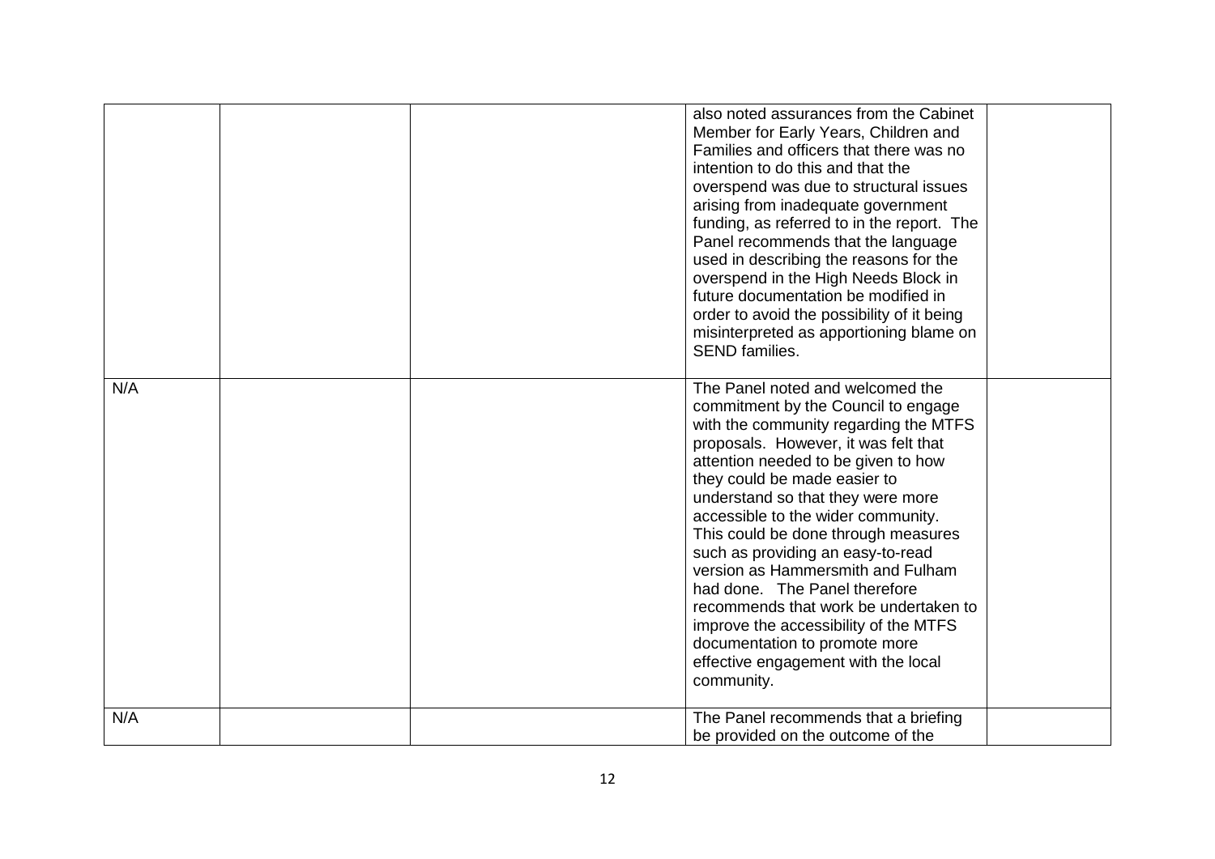| | | | | |
|---|---|---|---|---|
| | | | also noted assurances from the Cabinet Member for Early Years, Children and Families and officers that there was no intention to do this and that the overspend was due to structural issues arising from inadequate government funding, as referred to in the report. The Panel recommends that the language used in describing the reasons for the overspend in the High Needs Block in future documentation be modified in order to avoid the possibility of it being misinterpreted as apportioning blame on SEND families. | |
| N/A | | | The Panel noted and welcomed the commitment by the Council to engage with the community regarding the MTFS proposals. However, it was felt that attention needed to be given to how they could be made easier to understand so that they were more accessible to the wider community. This could be done through measures such as providing an easy-to-read version as Hammersmith and Fulham had done. The Panel therefore recommends that work be undertaken to improve the accessibility of the MTFS documentation to promote more effective engagement with the local community. | |
| N/A | | | The Panel recommends that a briefing be provided on the outcome of the | |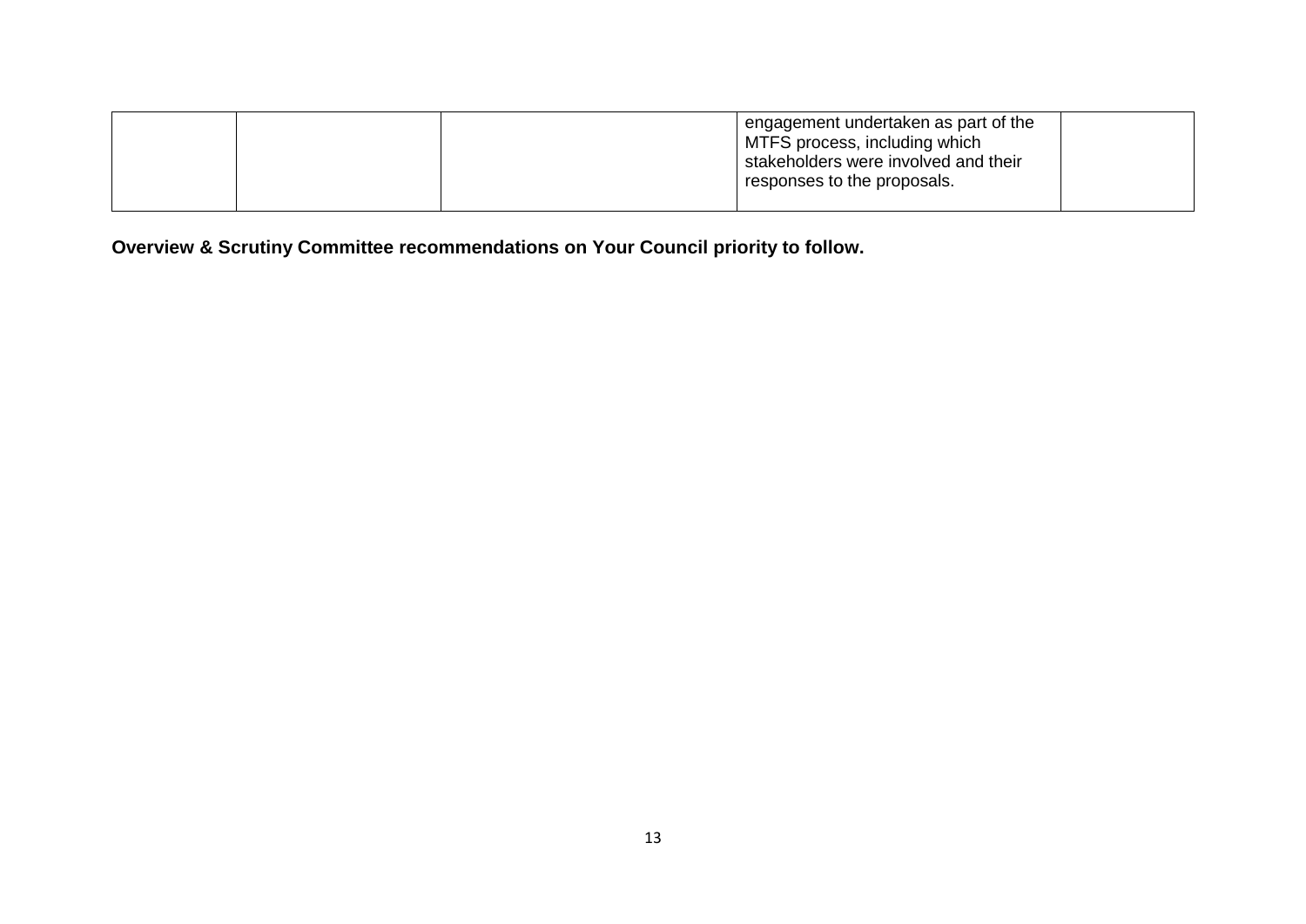| | | | | |
|---|---|---|---|---|
| | | | engagement undertaken as part of the MTFS process, including which stakeholders were involved and their responses to the proposals. | |

**Overview & Scrutiny Committee recommendations on Your Council priority to follow.**